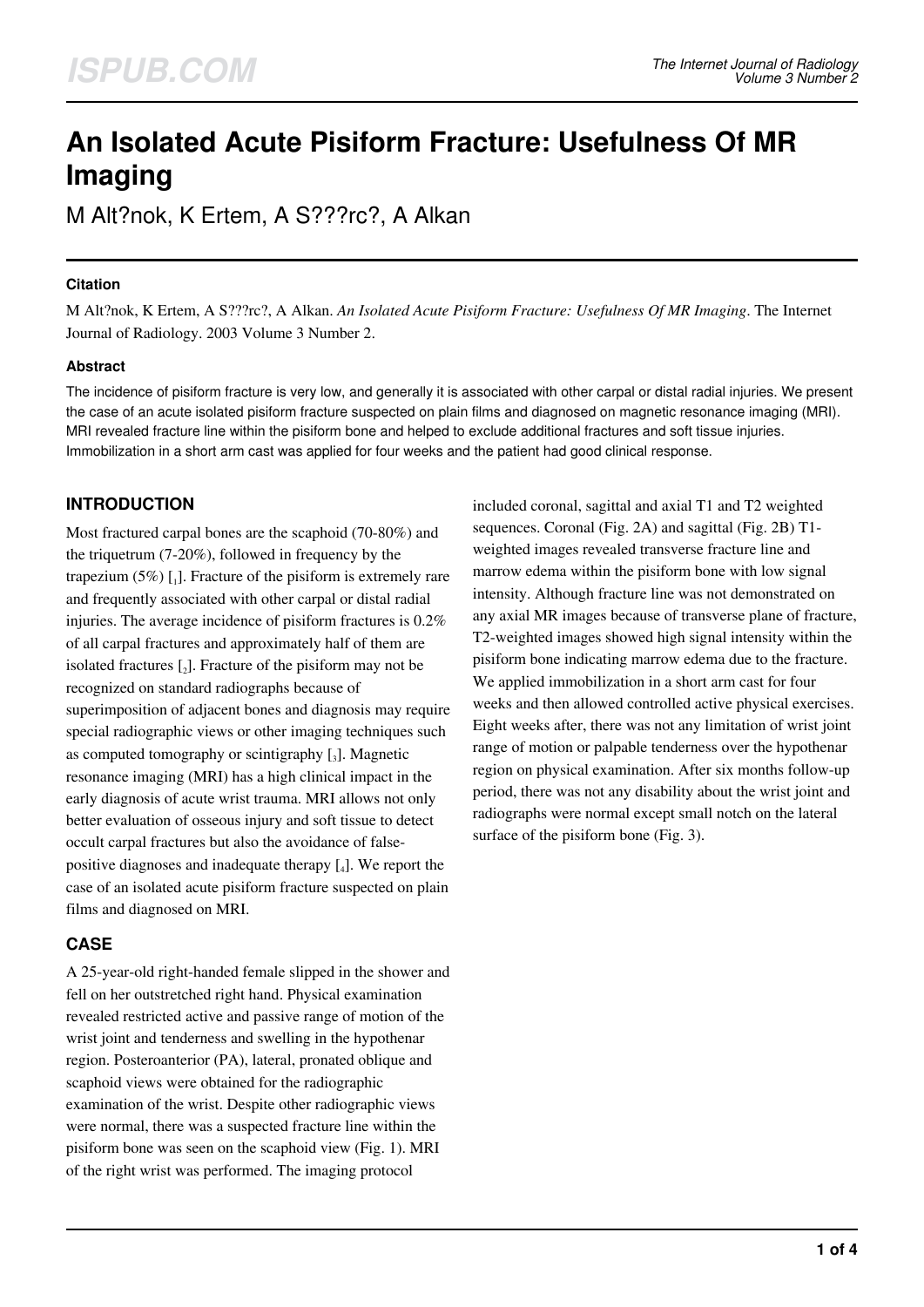# An Isolated Acute Pisiform Fracture: Usefulness Of MR Imaging

M Alt?nok, K Ertem, A S???rc?, A Alkan

### Citation

M Alt?nok, K Ertem, A S???rc?, A Alkan. *An Isolated Acute Pisiform Fracture: Usefulness Of MR Imaging*. The Internet Journal of Radiology. 2003 Volume 3 Number 2.

### Abstract

The incidence of pisiform fracture is very low, and generally it is associated with other carpal or distal radial injuries. We present the case of an acute isolated pisiform fracture suspected on plain films and diagnosed on magnetic resonance imaging (MRI). MRI revealed fracture line within the pisiform bone and helped to exclude additional fractures and soft tissue injuries. Immobilization in a short arm cast was applied for four weeks and the patient had good clinical response.

## INTRODUCTION

Most fractured carpal bones are the scaphoid (70-80%) and the triquetrum (7-20%), followed in frequency by the trapezium (5%) [1]. Fracture of the pisiform is extremely rare and frequently associated with other carpal or distal radial injuries. The average incidence of pisiform fractures is 0.2% of all carpal fractures and approximately half of them are isolated fractures [2]. Fracture of the pisiform may not be recognized on standard radiographs because of superimposition of adjacent bones and diagnosis may require special radiographic views or other imaging techniques such as computed tomography or scintigraphy [3]. Magnetic resonance imaging (MRI) has a high clinical impact in the early diagnosis of acute wrist trauma. MRI allows not only better evaluation of osseous injury and soft tissue to detect occult carpal fractures but also the avoidance of false-positive diagnoses and inadequate therapy [4]. We report the case of an isolated acute pisiform fracture suspected on plain films and diagnosed on MRI.

## CASE

A 25-year-old right-handed female slipped in the shower and fell on her outstretched right hand. Physical examination revealed restricted active and passive range of motion of the wrist joint and tenderness and swelling in the hypothenar region. Posteroanterior (PA), lateral, pronated oblique and scaphoid views were obtained for the radiographic examination of the wrist. Despite other radiographic views were normal, there was a suspected fracture line within the pisiform bone was seen on the scaphoid view (Fig. 1). MRI of the right wrist was performed. The imaging protocol included coronal, sagittal and axial T1 and T2 weighted sequences. Coronal (Fig. 2A) and sagittal (Fig. 2B) T1-weighted images revealed transverse fracture line and marrow edema within the pisiform bone with low signal intensity. Although fracture line was not demonstrated on any axial MR images because of transverse plane of fracture, T2-weighted images showed high signal intensity within the pisiform bone indicating marrow edema due to the fracture. We applied immobilization in a short arm cast for four weeks and then allowed controlled active physical exercises. Eight weeks after, there was not any limitation of wrist joint range of motion or palpable tenderness over the hypothenar region on physical examination. After six months follow-up period, there was not any disability about the wrist joint and radiographs were normal except small notch on the lateral surface of the pisiform bone (Fig. 3).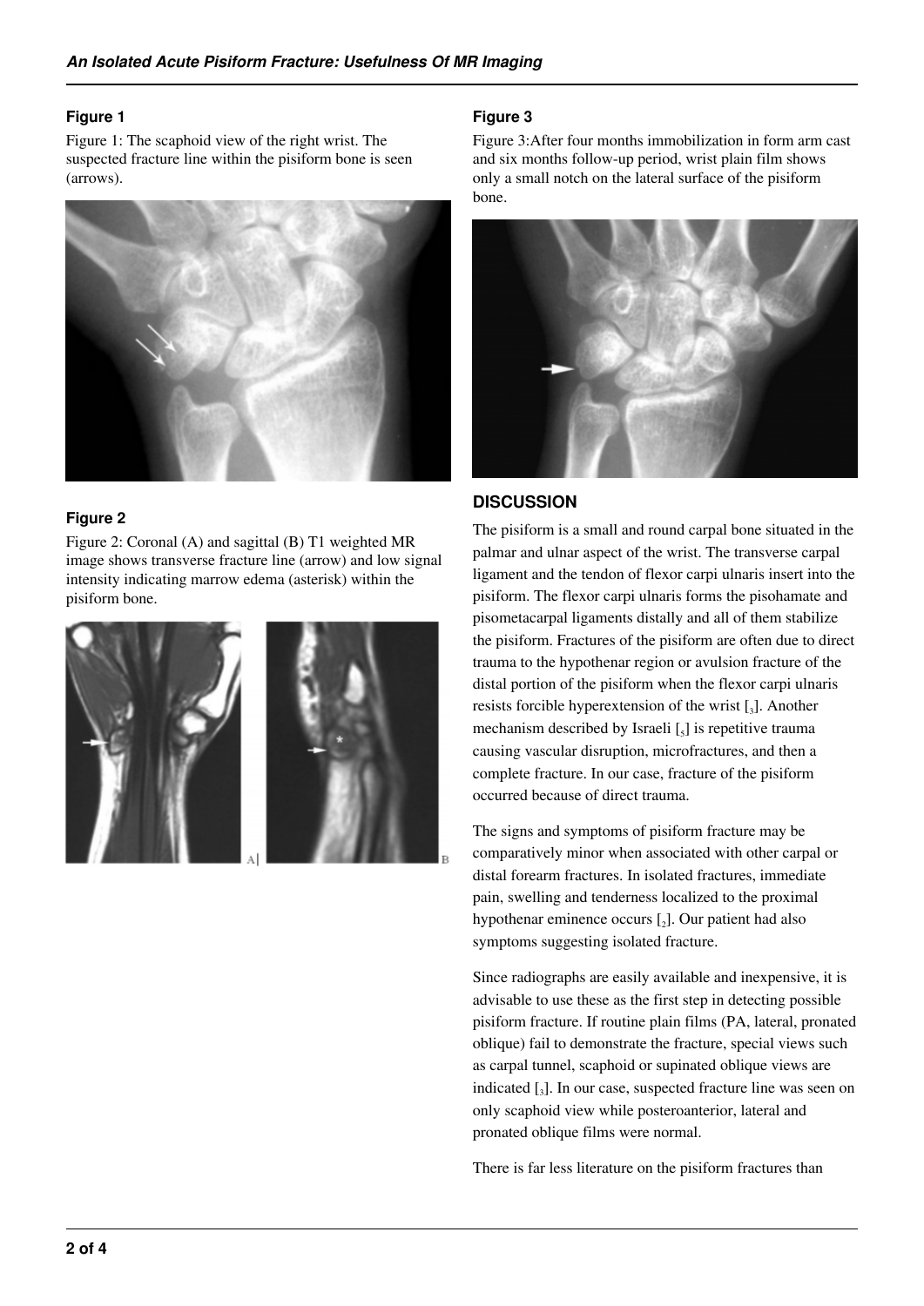### Figure 1

Figure 1: The scaphoid view of the right wrist. The suspected fracture line within the pisiform bone is seen (arrows).

### Figure 2

Figure 2: Coronal (A) and sagittal (B) T1 weighted MR image shows transverse fracture line (arrow) and low signal intensity indicating marrow edema (asterisk) within the pisiform bone.

### Figure 3

Figure 3:After four months immobilization in form arm cast and six months follow-up period, wrist plain film shows only a small notch on the lateral surface of the pisiform bone.

## DISCUSSION

The pisiform is a small and round carpal bone situated in the palmar and ulnar aspect of the wrist. The transverse carpal ligament and the tendon of flexor carpi ulnaris insert into the pisiform. The flexor carpi ulnaris forms the pisohamate and pisometacarpal ligaments distally and all of them stabilize the pisiform. Fractures of the pisiform are often due to direct trauma to the hypothenar region or avulsion fracture of the distal portion of the pisiform when the flexor carpi ulnaris resists forcible hyperextension of the wrist [3]. Another mechanism described by Israeli [5] is repetitive trauma causing vascular disruption, microfractures, and then a complete fracture. In our case, fracture of the pisiform occurred because of direct trauma.

The signs and symptoms of pisiform fracture may be comparatively minor when associated with other carpal or distal forearm fractures. In isolated fractures, immediate pain, swelling and tenderness localized to the proximal hypothenar eminence occurs [2]. Our patient had also symptoms suggesting isolated fracture.

Since radiographs are easily available and inexpensive, it is advisable to use these as the first step in detecting possible pisiform fracture. If routine plain films (PA, lateral, pronated oblique) fail to demonstrate the fracture, special views such as carpal tunnel, scaphoid or supinated oblique views are indicated [3]. In our case, suspected fracture line was seen on only scaphoid view while posteroanterior, lateral and pronated oblique films were normal.

There is far less literature on the pisiform fractures than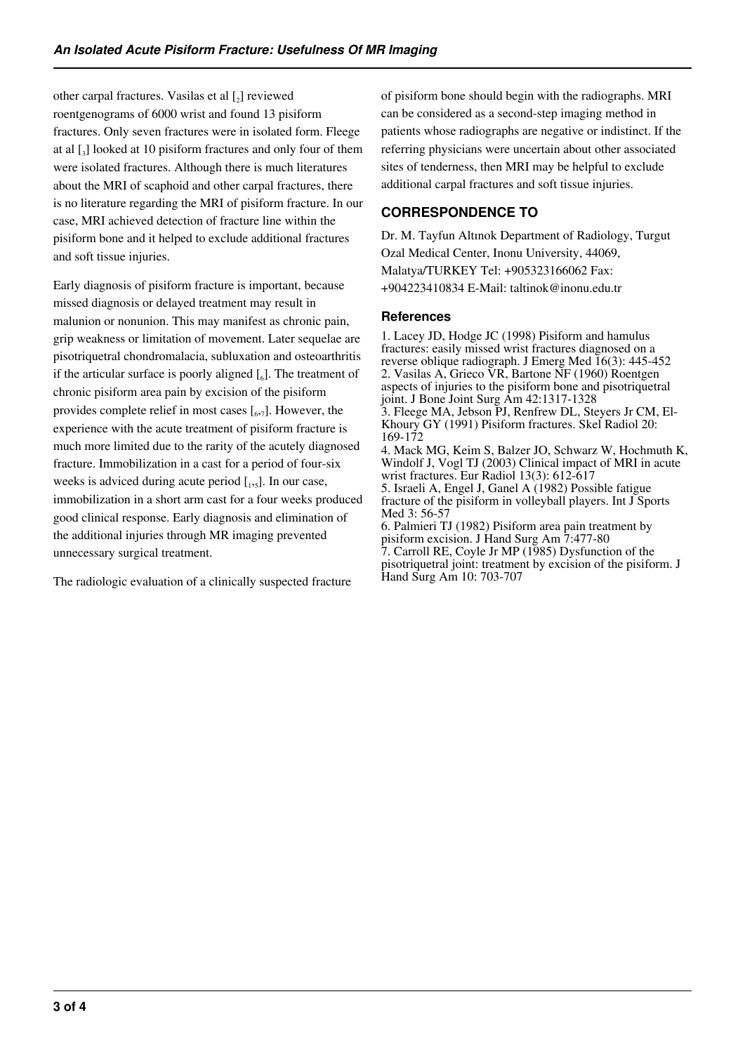other carpal fractures. Vasilas et al [2] reviewed roentgenograms of 6000 wrist and found 13 pisiform fractures. Only seven fractures were in isolated form. Fleege at al [3] looked at 10 pisiform fractures and only four of them were isolated fractures. Although there is much literatures about the MRI of scaphoid and other carpal fractures, there is no literature regarding the MRI of pisiform fracture. In our case, MRI achieved detection of fracture line within the pisiform bone and it helped to exclude additional fractures and soft tissue injuries.

Early diagnosis of pisiform fracture is important, because missed diagnosis or delayed treatment may result in malunion or nonunion. This may manifest as chronic pain, grip weakness or limitation of movement. Later sequelae are pisotriquetral chondromalacia, subluxation and osteoarthritis if the articular surface is poorly aligned [6]. The treatment of chronic pisiform area pain by excision of the pisiform provides complete relief in most cases [6,7]. However, the experience with the acute treatment of pisiform fracture is much more limited due to the rarity of the acutely diagnosed fracture. Immobilization in a cast for a period of four-six weeks is adviced during acute period [1,5]. In our case, immobilization in a short arm cast for a four weeks produced good clinical response. Early diagnosis and elimination of the additional injuries through MR imaging prevented unnecessary surgical treatment.

The radiologic evaluation of a clinically suspected fracture of pisiform bone should begin with the radiographs. MRI can be considered as a second-step imaging method in patients whose radiographs are negative or indistinct. If the referring physicians were uncertain about other associated sites of tenderness, then MRI may be helpful to exclude additional carpal fractures and soft tissue injuries.

## CORRESPONDENCE TO

Dr. M. Tayfun Altınok Department of Radiology, Turgut Ozal Medical Center, Inonu University, 44069, Malatya/TURKEY Tel: +905323166062 Fax: +904223410834 E-Mail: taltinok@inonu.edu.tr

### References

1. Lacey JD, Hodge JC (1998) Pisiform and hamulus fractures: easily missed wrist fractures diagnosed on a reverse oblique radiograph. J Emerg Med 16(3): 445-452
2. Vasilas A, Grieco VR, Bartone NF (1960) Roentgen aspects of injuries to the pisiform bone and pisotriquetral joint. J Bone Joint Surg Am 42:1317-1328
3. Fleege MA, Jebson PJ, Renfrew DL, Steyers Jr CM, El-Khoury GY (1991) Pisiform fractures. Skel Radiol 20: 169-172
4. Mack MG, Keim S, Balzer JO, Schwarz W, Hochmuth K, Windolf J, Vogl TJ (2003) Clinical impact of MRI in acute wrist fractures. Eur Radiol 13(3): 612-617
5. Israeli A, Engel J, Ganel A (1982) Possible fatigue fracture of the pisiform in volleyball players. Int J Sports Med 3: 56-57
6. Palmieri TJ (1982) Pisiform area pain treatment by pisiform excision. J Hand Surg Am 7:477-80
7. Carroll RE, Coyle Jr MP (1985) Dysfunction of the pisotriquetral joint: treatment by excision of the pisiform. J Hand Surg Am 10: 703-707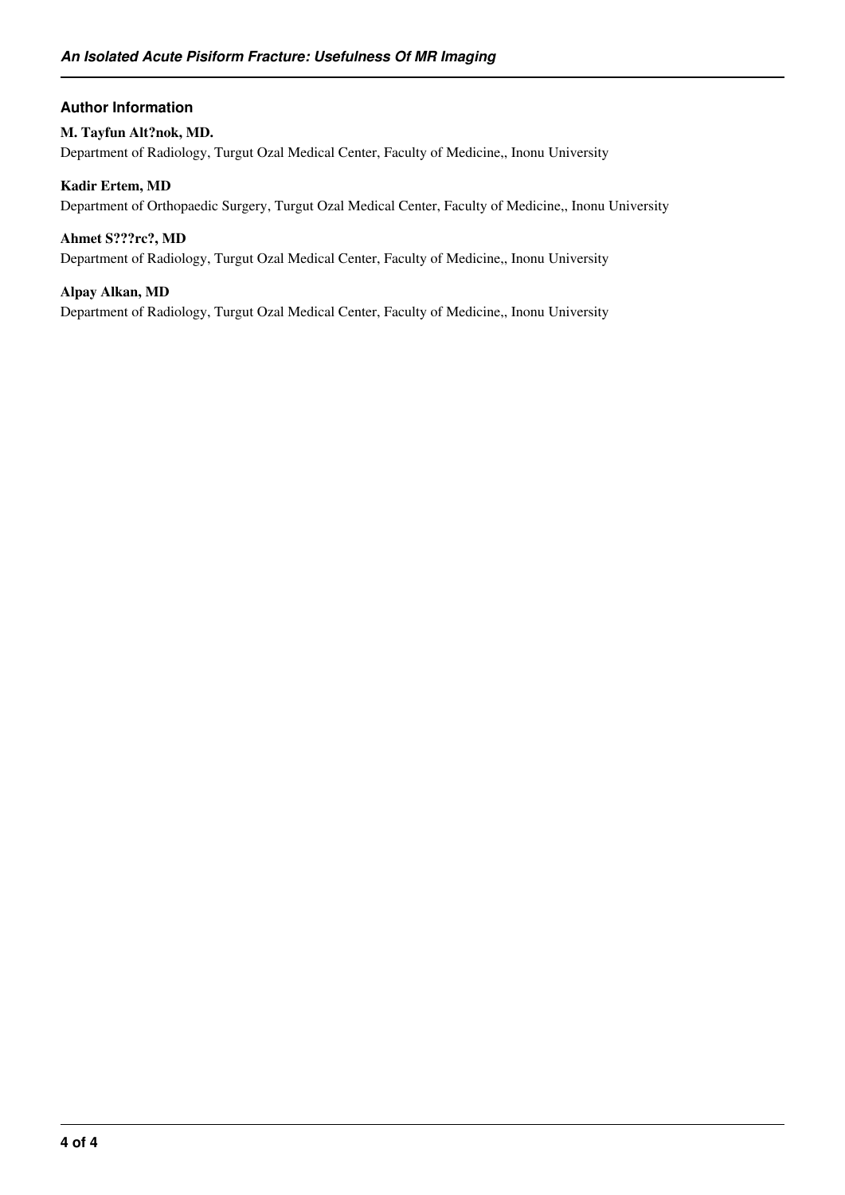### Author Information

**M. Tayfun Alt?nok, MD.**
Department of Radiology, Turgut Ozal Medical Center, Faculty of Medicine,, Inonu University

**Kadir Ertem, MD**
Department of Orthopaedic Surgery, Turgut Ozal Medical Center, Faculty of Medicine,, Inonu University

**Ahmet S???rc?, MD**
Department of Radiology, Turgut Ozal Medical Center, Faculty of Medicine,, Inonu University

**Alpay Alkan, MD**
Department of Radiology, Turgut Ozal Medical Center, Faculty of Medicine,, Inonu University